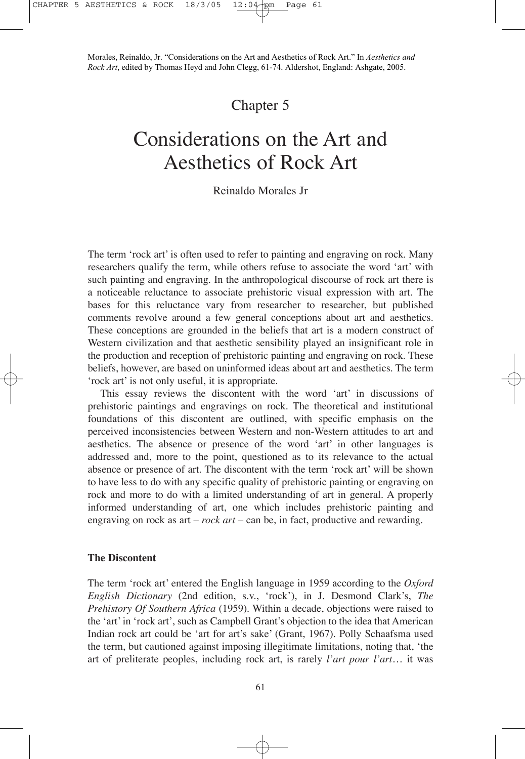Morales, Reinaldo, Jr. "Considerations on the Art and Aesthetics of Rock Art." In *Aesthetics and Rock Art*, edited by Thomas Heyd and John Clegg, 61-74. Aldershot, England: Ashgate, 2005.

Chapter 5

# Considerations on the Art and Aesthetics of Rock Art

Reinaldo Morales Jr

The term 'rock art' is often used to refer to painting and engraving on rock. Many researchers qualify the term, while others refuse to associate the word 'art' with such painting and engraving. In the anthropological discourse of rock art there is a noticeable reluctance to associate prehistoric visual expression with art. The bases for this reluctance vary from researcher to researcher, but published comments revolve around a few general conceptions about art and aesthetics. These conceptions are grounded in the beliefs that art is a modern construct of Western civilization and that aesthetic sensibility played an insignificant role in the production and reception of prehistoric painting and engraving on rock. These beliefs, however, are based on uninformed ideas about art and aesthetics. The term 'rock art' is not only useful, it is appropriate.

This essay reviews the discontent with the word 'art' in discussions of prehistoric paintings and engravings on rock. The theoretical and institutional foundations of this discontent are outlined, with specific emphasis on the perceived inconsistencies between Western and non-Western attitudes to art and aesthetics. The absence or presence of the word 'art' in other languages is addressed and, more to the point, questioned as to its relevance to the actual absence or presence of art. The discontent with the term 'rock art' will be shown to have less to do with any specific quality of prehistoric painting or engraving on rock and more to do with a limited understanding of art in general. A properly informed understanding of art, one which includes prehistoric painting and engraving on rock as art – *rock art* – can be, in fact, productive and rewarding.

## The Discontent

The term 'rock art' entered the English language in 1959 according to the *Oxford English Dictionary* (2nd edition, s.v., 'rock'), in J. Desmond Clark's, *The Prehistory Of Southern Africa* (1959). Within a decade, objections were raised to the 'art' in 'rock art', such as Campbell Grant's objection to the idea that American Indian rock art could be 'art for art's sake' (Grant, 1967). Polly Schaafsma used the term, but cautioned against imposing illegitimate limitations, noting that, 'the art of preliterate peoples, including rock art, is rarely *l'art pour l'art*… it was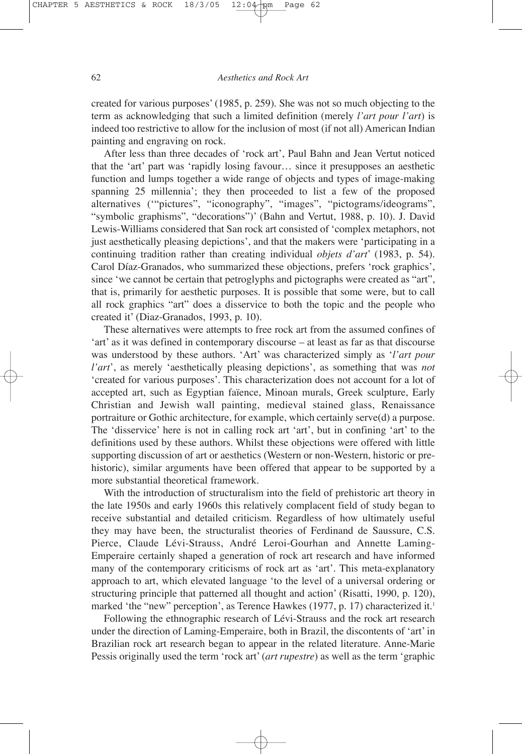created for various purposes' (1985, p. 259). She was not so much objecting to the term as acknowledging that such a limited definition (merely *l'art pour l'art*) is indeed too restrictive to allow for the inclusion of most (if not all) American Indian painting and engraving on rock.

After less than three decades of 'rock art', Paul Bahn and Jean Vertut noticed that the 'art' part was 'rapidly losing favour… since it presupposes an aesthetic function and lumps together a wide range of objects and types of image-making spanning 25 millennia'; they then proceeded to list a few of the proposed alternatives ('"pictures", "iconography", "images", "pictograms/ideograms", "symbolic graphisms", "decorations")' (Bahn and Vertut, 1988, p. 10). J. David Lewis-Williams considered that San rock art consisted of 'complex metaphors, not just aesthetically pleasing depictions', and that the makers were 'participating in a continuing tradition rather than creating individual *objets d'art*' (1983, p. 54). Carol Díaz-Granados, who summarized these objections, prefers 'rock graphics', since 'we cannot be certain that petroglyphs and pictographs were created as "art", that is, primarily for aesthetic purposes. It is possible that some were, but to call all rock graphics "art" does a disservice to both the topic and the people who created it' (Diaz-Granados, 1993, p. 10).

These alternatives were attempts to free rock art from the assumed confines of 'art' as it was defined in contemporary discourse – at least as far as that discourse was understood by these authors. 'Art' was characterized simply as '*l'art pour l'art*', as merely 'aesthetically pleasing depictions', as something that was *not* 'created for various purposes'. This characterization does not account for a lot of accepted art, such as Egyptian faïence, Minoan murals, Greek sculpture, Early Christian and Jewish wall painting, medieval stained glass, Renaissance portraiture or Gothic architecture, for example, which certainly serve(d) a purpose. The 'disservice' here is not in calling rock art 'art', but in confining 'art' to the definitions used by these authors. Whilst these objections were offered with little supporting discussion of art or aesthetics (Western or non-Western, historic or prehistoric), similar arguments have been offered that appear to be supported by a more substantial theoretical framework.

With the introduction of structuralism into the field of prehistoric art theory in the late 1950s and early 1960s this relatively complacent field of study began to receive substantial and detailed criticism. Regardless of how ultimately useful they may have been, the structuralist theories of Ferdinand de Saussure, C.S. Pierce, Claude Lévi-Strauss, André Leroi-Gourhan and Annette Laming-Emperaire certainly shaped a generation of rock art research and have informed many of the contemporary criticisms of rock art as 'art'. This meta-explanatory approach to art, which elevated language 'to the level of a universal ordering or structuring principle that patterned all thought and action' (Risatti, 1990, p. 120), marked 'the "new" perception', as Terence Hawkes (1977, p. 17) characterized it.[1]

Following the ethnographic research of Lévi-Strauss and the rock art research under the direction of Laming-Emperaire, both in Brazil, the discontents of 'art' in Brazilian rock art research began to appear in the related literature. Anne-Marie Pessis originally used the term 'rock art' (*art rupestre*) as well as the term 'graphic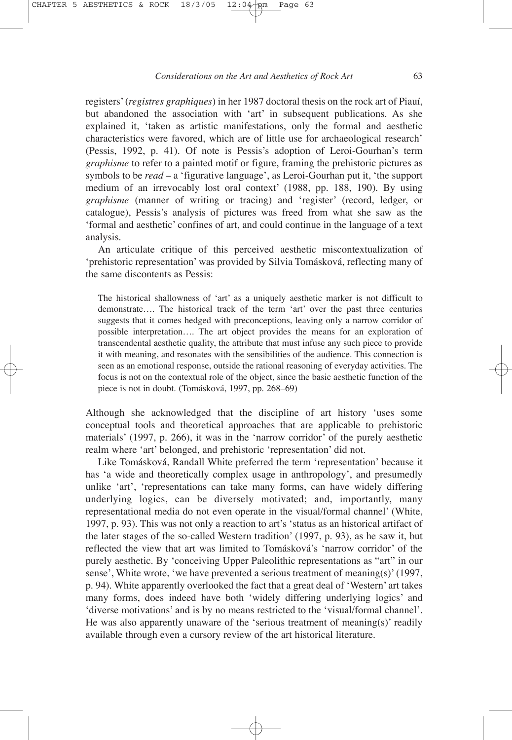registers' (*registres graphiques*) in her 1987 doctoral thesis on the rock art of Piauí, but abandoned the association with 'art' in subsequent publications. As she explained it, 'taken as artistic manifestations, only the formal and aesthetic characteristics were favored, which are of little use for archaeological research' (Pessis, 1992, p. 41). Of note is Pessis's adoption of Leroi-Gourhan's term *graphisme* to refer to a painted motif or figure, framing the prehistoric pictures as symbols to be *read* – a 'figurative language', as Leroi-Gourhan put it, 'the support medium of an irrevocably lost oral context' (1988, pp. 188, 190). By using *graphisme* (manner of writing or tracing) and 'register' (record, ledger, or catalogue), Pessis's analysis of pictures was freed from what she saw as the 'formal and aesthetic' confines of art, and could continue in the language of a text analysis.

An articulate critique of this perceived aesthetic miscontextualization of 'prehistoric representation' was provided by Silvia Tomásková, reflecting many of the same discontents as Pessis:

> The historical shallowness of 'art' as a uniquely aesthetic marker is not difficult to demonstrate…. The historical track of the term 'art' over the past three centuries suggests that it comes hedged with preconceptions, leaving only a narrow corridor of possible interpretation…. The art object provides the means for an exploration of transcendental aesthetic quality, the attribute that must infuse any such piece to provide it with meaning, and resonates with the sensibilities of the audience. This connection is seen as an emotional response, outside the rational reasoning of everyday activities. The focus is not on the contextual role of the object, since the basic aesthetic function of the piece is not in doubt. (Tomásková, 1997, pp. 268–69)

Although she acknowledged that the discipline of art history 'uses some conceptual tools and theoretical approaches that are applicable to prehistoric materials' (1997, p. 266), it was in the 'narrow corridor' of the purely aesthetic realm where 'art' belonged, and prehistoric 'representation' did not.

Like Tomásková, Randall White preferred the term 'representation' because it has 'a wide and theoretically complex usage in anthropology', and presumedly unlike 'art', 'representations can take many forms, can have widely differing underlying logics, can be diversely motivated; and, importantly, many representational media do not even operate in the visual/formal channel' (White, 1997, p. 93). This was not only a reaction to art's 'status as an historical artifact of the later stages of the so-called Western tradition' (1997, p. 93), as he saw it, but reflected the view that art was limited to Tomásková's 'narrow corridor' of the purely aesthetic. By 'conceiving Upper Paleolithic representations as "art" in our sense', White wrote, 'we have prevented a serious treatment of meaning(s)' (1997, p. 94). White apparently overlooked the fact that a great deal of 'Western' art takes many forms, does indeed have both 'widely differing underlying logics' and 'diverse motivations' and is by no means restricted to the 'visual/formal channel'. He was also apparently unaware of the 'serious treatment of meaning(s)' readily available through even a cursory review of the art historical literature.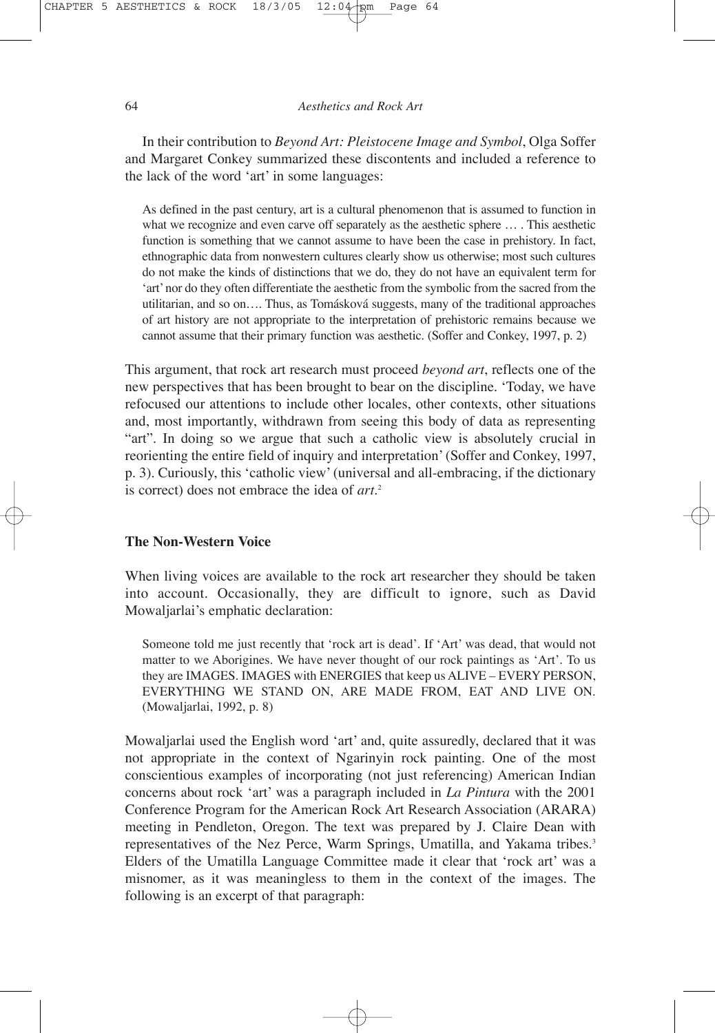In their contribution to *Beyond Art: Pleistocene Image and Symbol*, Olga Soffer and Margaret Conkey summarized these discontents and included a reference to the lack of the word 'art' in some languages:

> As defined in the past century, art is a cultural phenomenon that is assumed to function in what we recognize and even carve off separately as the aesthetic sphere … . This aesthetic function is something that we cannot assume to have been the case in prehistory. In fact, ethnographic data from nonwestern cultures clearly show us otherwise; most such cultures do not make the kinds of distinctions that we do, they do not have an equivalent term for 'art' nor do they often differentiate the aesthetic from the symbolic from the sacred from the utilitarian, and so on…. Thus, as Tomásková suggests, many of the traditional approaches of art history are not appropriate to the interpretation of prehistoric remains because we cannot assume that their primary function was aesthetic. (Soffer and Conkey, 1997, p. 2)

This argument, that rock art research must proceed *beyond art*, reflects one of the new perspectives that has been brought to bear on the discipline. 'Today, we have refocused our attentions to include other locales, other contexts, other situations and, most importantly, withdrawn from seeing this body of data as representing "art". In doing so we argue that such a catholic view is absolutely crucial in reorienting the entire field of inquiry and interpretation' (Soffer and Conkey, 1997, p. 3). Curiously, this 'catholic view' (universal and all-embracing, if the dictionary is correct) does not embrace the idea of *art*.[2]

### The Non-Western Voice

When living voices are available to the rock art researcher they should be taken into account. Occasionally, they are difficult to ignore, such as David Mowaljarlai's emphatic declaration:

> Someone told me just recently that 'rock art is dead'. If 'Art' was dead, that would not matter to we Aborigines. We have never thought of our rock paintings as 'Art'. To us they are IMAGES. IMAGES with ENERGIES that keep us ALIVE – EVERY PERSON, EVERYTHING WE STAND ON, ARE MADE FROM, EAT AND LIVE ON. (Mowaljarlai, 1992, p. 8)

Mowaljarlai used the English word 'art' and, quite assuredly, declared that it was not appropriate in the context of Ngarinyin rock painting. One of the most conscientious examples of incorporating (not just referencing) American Indian concerns about rock 'art' was a paragraph included in *La Pintura* with the 2001 Conference Program for the American Rock Art Research Association (ARARA) meeting in Pendleton, Oregon. The text was prepared by J. Claire Dean with representatives of the Nez Perce, Warm Springs, Umatilla, and Yakama tribes.[3] Elders of the Umatilla Language Committee made it clear that 'rock art' was a misnomer, as it was meaningless to them in the context of the images. The following is an excerpt of that paragraph: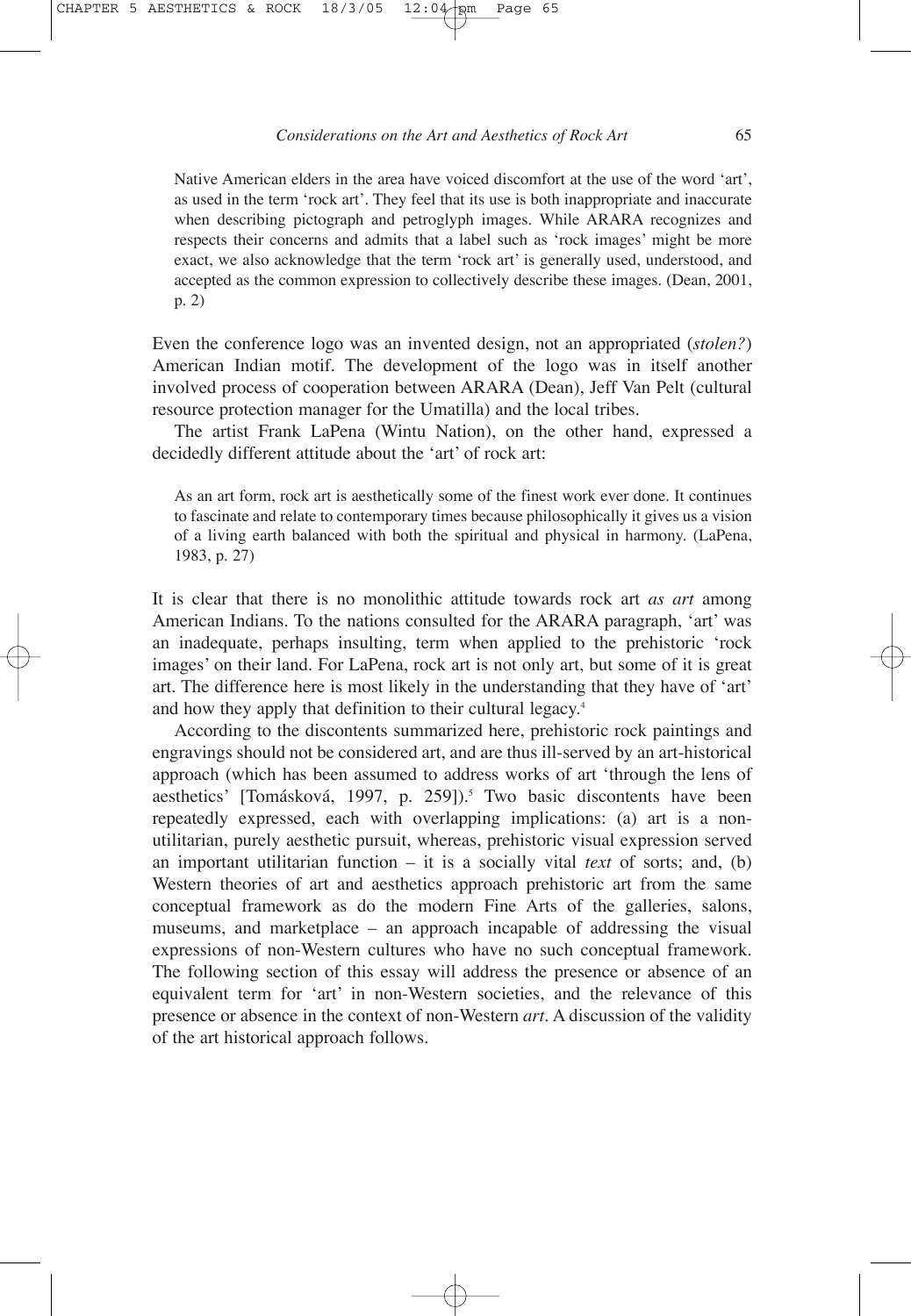> Native American elders in the area have voiced discomfort at the use of the word 'art', as used in the term 'rock art'. They feel that its use is both inappropriate and inaccurate when describing pictograph and petroglyph images. While ARARA recognizes and respects their concerns and admits that a label such as 'rock images' might be more exact, we also acknowledge that the term 'rock art' is generally used, understood, and accepted as the common expression to collectively describe these images. (Dean, 2001, p. 2)

Even the conference logo was an invented design, not an appropriated (*stolen?*) American Indian motif. The development of the logo was in itself another involved process of cooperation between ARARA (Dean), Jeff Van Pelt (cultural resource protection manager for the Umatilla) and the local tribes.

The artist Frank LaPena (Wintu Nation), on the other hand, expressed a decidedly different attitude about the 'art' of rock art:

> As an art form, rock art is aesthetically some of the finest work ever done. It continues to fascinate and relate to contemporary times because philosophically it gives us a vision of a living earth balanced with both the spiritual and physical in harmony. (LaPena, 1983, p. 27)

It is clear that there is no monolithic attitude towards rock art *as art* among American Indians. To the nations consulted for the ARARA paragraph, 'art' was an inadequate, perhaps insulting, term when applied to the prehistoric 'rock images' on their land. For LaPena, rock art is not only art, but some of it is great art. The difference here is most likely in the understanding that they have of 'art' and how they apply that definition to their cultural legacy.[4]

According to the discontents summarized here, prehistoric rock paintings and engravings should not be considered art, and are thus ill-served by an art-historical approach (which has been assumed to address works of art 'through the lens of aesthetics' [Tomásková, 1997, p. 259]).[5] Two basic discontents have been repeatedly expressed, each with overlapping implications: (a) art is a non-utilitarian, purely aesthetic pursuit, whereas, prehistoric visual expression served an important utilitarian function – it is a socially vital *text* of sorts; and, (b) Western theories of art and aesthetics approach prehistoric art from the same conceptual framework as do the modern Fine Arts of the galleries, salons, museums, and marketplace – an approach incapable of addressing the visual expressions of non-Western cultures who have no such conceptual framework. The following section of this essay will address the presence or absence of an equivalent term for 'art' in non-Western societies, and the relevance of this presence or absence in the context of non-Western *art*. A discussion of the validity of the art historical approach follows.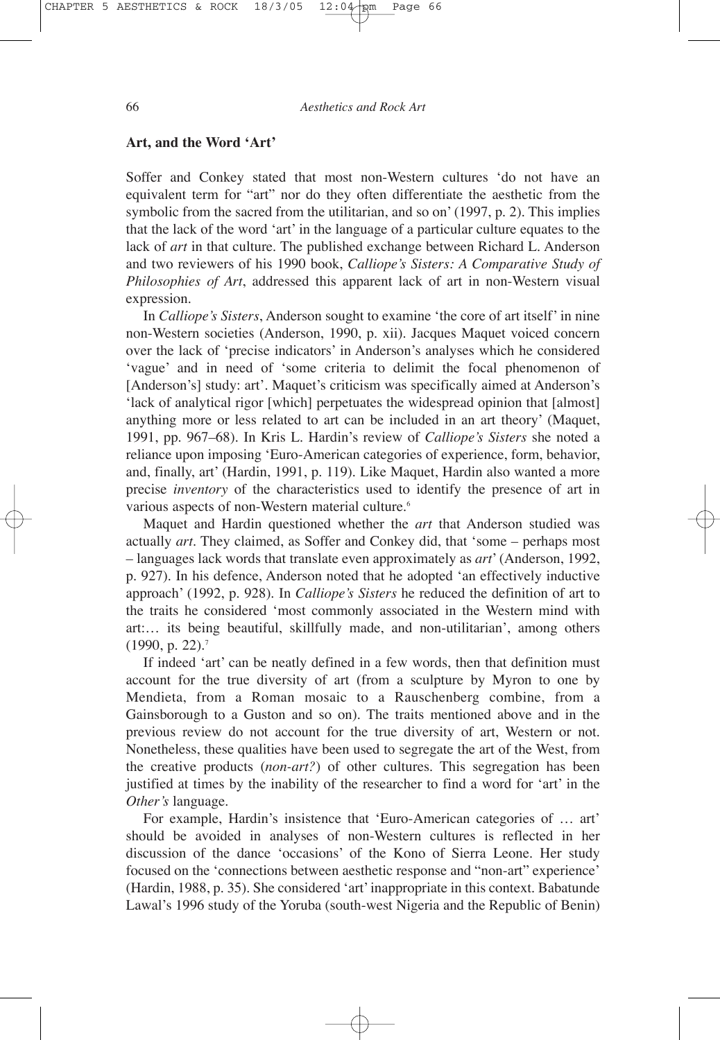## Art, and the Word 'Art'

Soffer and Conkey stated that most non-Western cultures 'do not have an equivalent term for "art" nor do they often differentiate the aesthetic from the symbolic from the sacred from the utilitarian, and so on' (1997, p. 2). This implies that the lack of the word 'art' in the language of a particular culture equates to the lack of *art* in that culture. The published exchange between Richard L. Anderson and two reviewers of his 1990 book, *Calliope's Sisters: A Comparative Study of Philosophies of Art*, addressed this apparent lack of art in non-Western visual expression.

In *Calliope's Sisters*, Anderson sought to examine 'the core of art itself' in nine non-Western societies (Anderson, 1990, p. xii). Jacques Maquet voiced concern over the lack of 'precise indicators' in Anderson's analyses which he considered 'vague' and in need of 'some criteria to delimit the focal phenomenon of [Anderson's] study: art'. Maquet's criticism was specifically aimed at Anderson's 'lack of analytical rigor [which] perpetuates the widespread opinion that [almost] anything more or less related to art can be included in an art theory' (Maquet, 1991, pp. 967–68). In Kris L. Hardin's review of *Calliope's Sisters* she noted a reliance upon imposing 'Euro-American categories of experience, form, behavior, and, finally, art' (Hardin, 1991, p. 119). Like Maquet, Hardin also wanted a more precise *inventory* of the characteristics used to identify the presence of art in various aspects of non-Western material culture.[6]

Maquet and Hardin questioned whether the *art* that Anderson studied was actually *art*. They claimed, as Soffer and Conkey did, that 'some – perhaps most – languages lack words that translate even approximately as *art*' (Anderson, 1992, p. 927). In his defence, Anderson noted that he adopted 'an effectively inductive approach' (1992, p. 928). In *Calliope's Sisters* he reduced the definition of art to the traits he considered 'most commonly associated in the Western mind with art:… its being beautiful, skillfully made, and non-utilitarian', among others (1990, p. 22).[7]

If indeed 'art' can be neatly defined in a few words, then that definition must account for the true diversity of art (from a sculpture by Myron to one by Mendieta, from a Roman mosaic to a Rauschenberg combine, from a Gainsborough to a Guston and so on). The traits mentioned above and in the previous review do not account for the true diversity of art, Western or not. Nonetheless, these qualities have been used to segregate the art of the West, from the creative products (*non-art?*) of other cultures. This segregation has been justified at times by the inability of the researcher to find a word for 'art' in the *Other's* language.

For example, Hardin's insistence that 'Euro-American categories of … art' should be avoided in analyses of non-Western cultures is reflected in her discussion of the dance 'occasions' of the Kono of Sierra Leone. Her study focused on the 'connections between aesthetic response and "non-art" experience' (Hardin, 1988, p. 35). She considered 'art' inappropriate in this context. Babatunde Lawal's 1996 study of the Yoruba (south-west Nigeria and the Republic of Benin)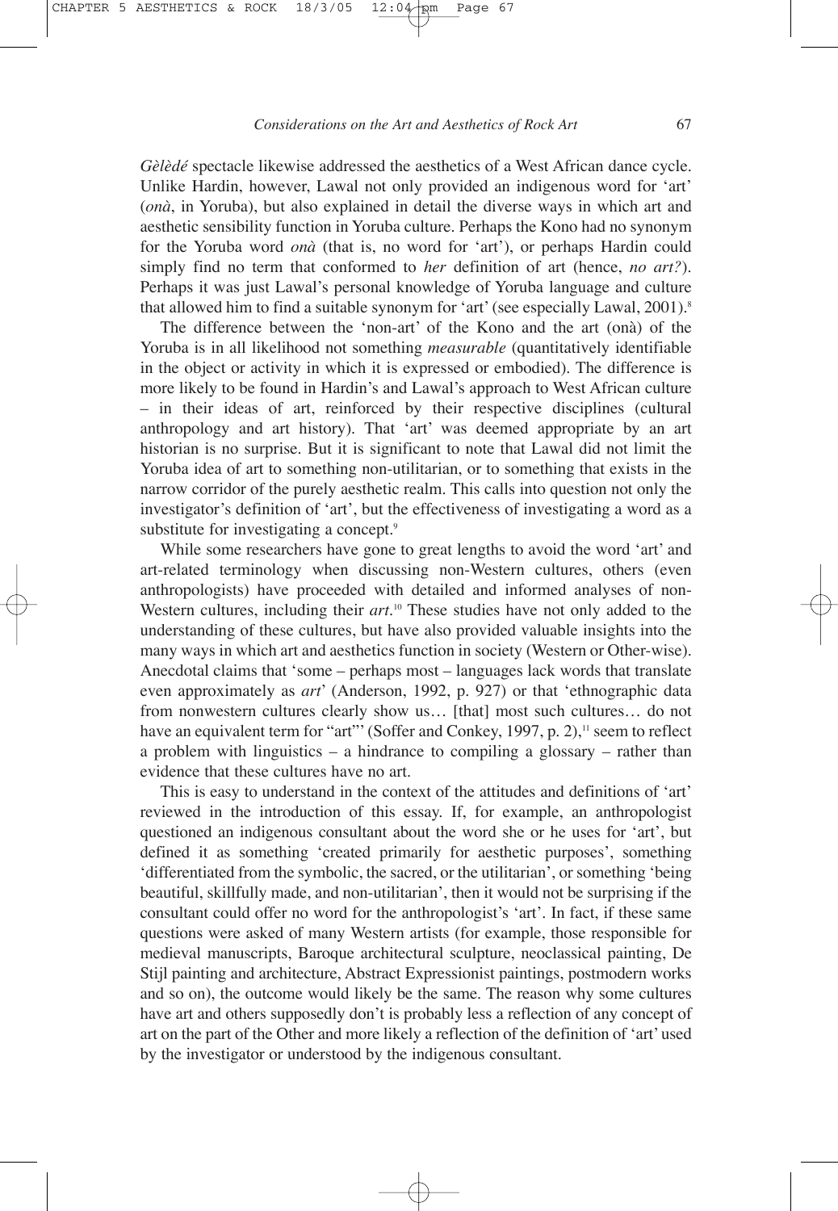*Gèlèdé* spectacle likewise addressed the aesthetics of a West African dance cycle. Unlike Hardin, however, Lawal not only provided an indigenous word for 'art' (*onà*, in Yoruba), but also explained in detail the diverse ways in which art and aesthetic sensibility function in Yoruba culture. Perhaps the Kono had no synonym for the Yoruba word *onà* (that is, no word for 'art'), or perhaps Hardin could simply find no term that conformed to *her* definition of art (hence, *no art?*). Perhaps it was just Lawal's personal knowledge of Yoruba language and culture that allowed him to find a suitable synonym for 'art' (see especially Lawal, 2001).[8]

The difference between the 'non-art' of the Kono and the art (onà) of the Yoruba is in all likelihood not something *measurable* (quantitatively identifiable in the object or activity in which it is expressed or embodied). The difference is more likely to be found in Hardin's and Lawal's approach to West African culture – in their ideas of art, reinforced by their respective disciplines (cultural anthropology and art history). That 'art' was deemed appropriate by an art historian is no surprise. But it is significant to note that Lawal did not limit the Yoruba idea of art to something non-utilitarian, or to something that exists in the narrow corridor of the purely aesthetic realm. This calls into question not only the investigator's definition of 'art', but the effectiveness of investigating a word as a substitute for investigating a concept.[9]

While some researchers have gone to great lengths to avoid the word 'art' and art-related terminology when discussing non-Western cultures, others (even anthropologists) have proceeded with detailed and informed analyses of non-Western cultures, including their *art*.[10] These studies have not only added to the understanding of these cultures, but have also provided valuable insights into the many ways in which art and aesthetics function in society (Western or Other-wise). Anecdotal claims that 'some – perhaps most – languages lack words that translate even approximately as *art*' (Anderson, 1992, p. 927) or that 'ethnographic data from nonwestern cultures clearly show us… [that] most such cultures… do not have an equivalent term for "art"' (Soffer and Conkey, 1997, p. 2),[11] seem to reflect a problem with linguistics – a hindrance to compiling a glossary – rather than evidence that these cultures have no art.

This is easy to understand in the context of the attitudes and definitions of 'art' reviewed in the introduction of this essay. If, for example, an anthropologist questioned an indigenous consultant about the word she or he uses for 'art', but defined it as something 'created primarily for aesthetic purposes', something 'differentiated from the symbolic, the sacred, or the utilitarian', or something 'being beautiful, skillfully made, and non-utilitarian', then it would not be surprising if the consultant could offer no word for the anthropologist's 'art'. In fact, if these same questions were asked of many Western artists (for example, those responsible for medieval manuscripts, Baroque architectural sculpture, neoclassical painting, De Stijl painting and architecture, Abstract Expressionist paintings, postmodern works and so on), the outcome would likely be the same. The reason why some cultures have art and others supposedly don't is probably less a reflection of any concept of art on the part of the Other and more likely a reflection of the definition of 'art' used by the investigator or understood by the indigenous consultant.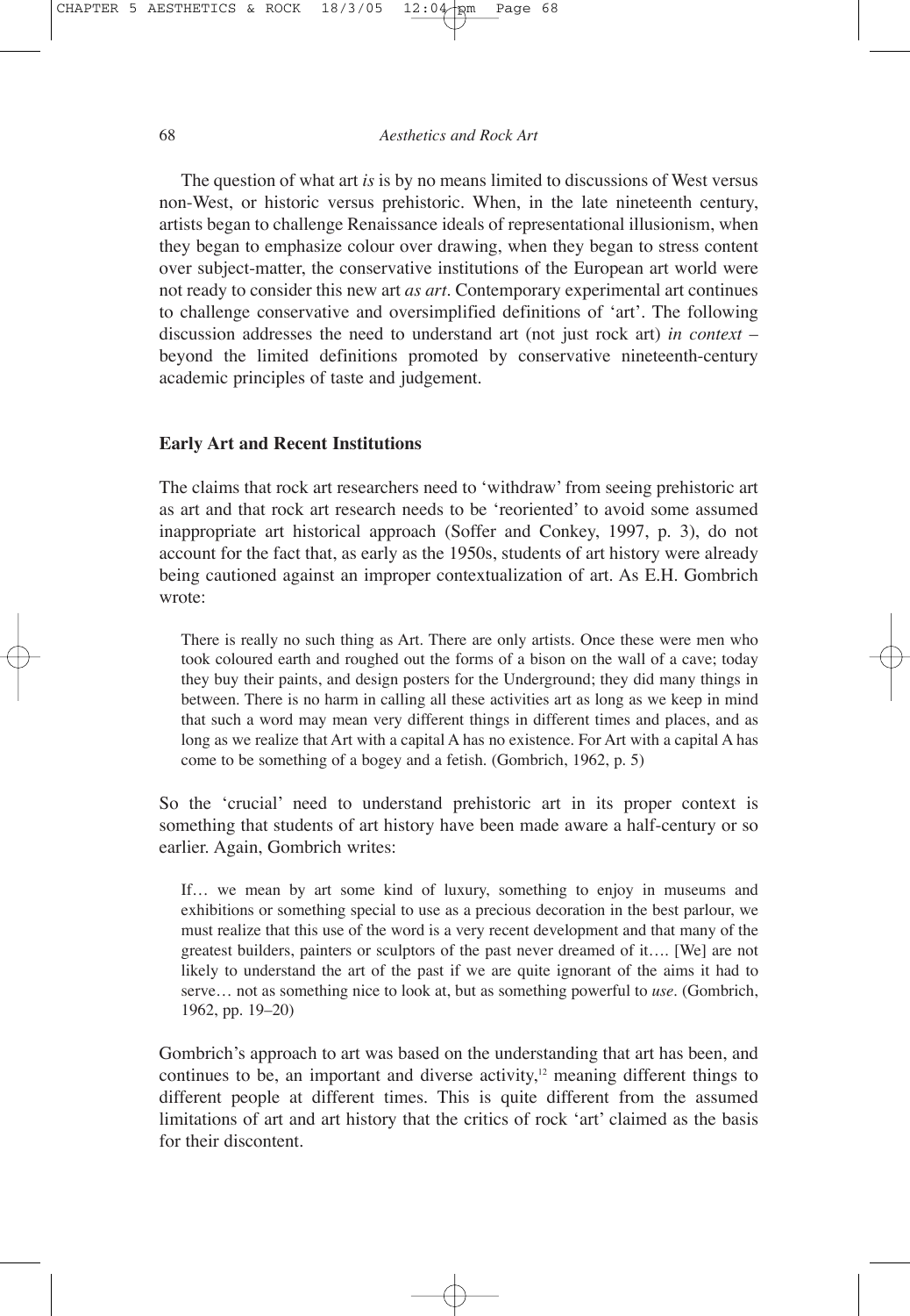The question of what art *is* is by no means limited to discussions of West versus non-West, or historic versus prehistoric. When, in the late nineteenth century, artists began to challenge Renaissance ideals of representational illusionism, when they began to emphasize colour over drawing, when they began to stress content over subject-matter, the conservative institutions of the European art world were not ready to consider this new art *as art*. Contemporary experimental art continues to challenge conservative and oversimplified definitions of 'art'. The following discussion addresses the need to understand art (not just rock art) *in context* – beyond the limited definitions promoted by conservative nineteenth-century academic principles of taste and judgement.

### Early Art and Recent Institutions

The claims that rock art researchers need to 'withdraw' from seeing prehistoric art as art and that rock art research needs to be 'reoriented' to avoid some assumed inappropriate art historical approach (Soffer and Conkey, 1997, p. 3), do not account for the fact that, as early as the 1950s, students of art history were already being cautioned against an improper contextualization of art. As E.H. Gombrich wrote:

> There is really no such thing as Art. There are only artists. Once these were men who took coloured earth and roughed out the forms of a bison on the wall of a cave; today they buy their paints, and design posters for the Underground; they did many things in between. There is no harm in calling all these activities art as long as we keep in mind that such a word may mean very different things in different times and places, and as long as we realize that Art with a capital A has no existence. For Art with a capital A has come to be something of a bogey and a fetish. (Gombrich, 1962, p. 5)

So the 'crucial' need to understand prehistoric art in its proper context is something that students of art history have been made aware a half-century or so earlier. Again, Gombrich writes:

> If… we mean by art some kind of luxury, something to enjoy in museums and exhibitions or something special to use as a precious decoration in the best parlour, we must realize that this use of the word is a very recent development and that many of the greatest builders, painters or sculptors of the past never dreamed of it…. [We] are not likely to understand the art of the past if we are quite ignorant of the aims it had to serve… not as something nice to look at, but as something powerful to *use*. (Gombrich, 1962, pp. 19–20)

Gombrich's approach to art was based on the understanding that art has been, and continues to be, an important and diverse activity,[12] meaning different things to different people at different times. This is quite different from the assumed limitations of art and art history that the critics of rock 'art' claimed as the basis for their discontent.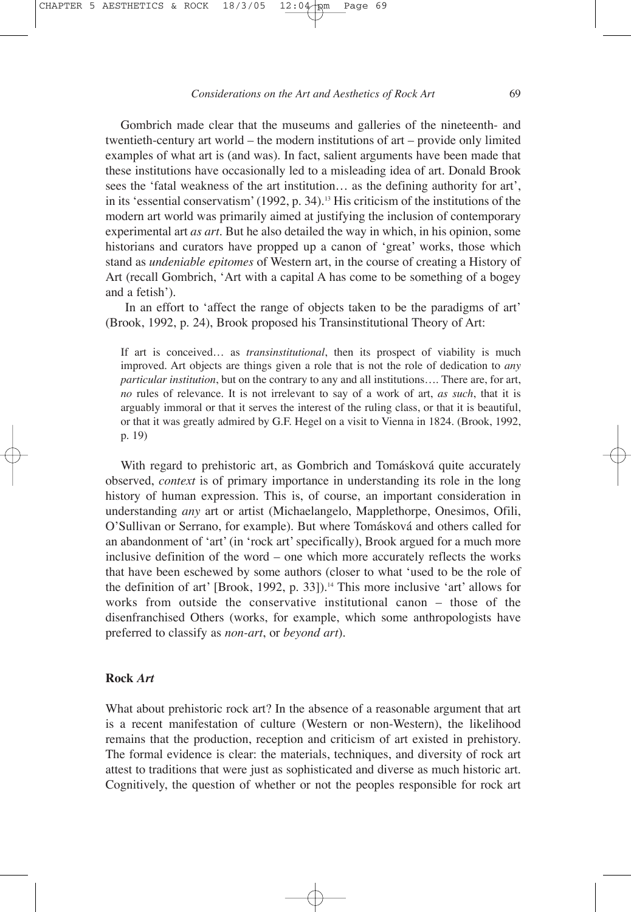Gombrich made clear that the museums and galleries of the nineteenth- and twentieth-century art world – the modern institutions of art – provide only limited examples of what art is (and was). In fact, salient arguments have been made that these institutions have occasionally led to a misleading idea of art. Donald Brook sees the 'fatal weakness of the art institution… as the defining authority for art', in its 'essential conservatism' (1992, p. 34).[13] His criticism of the institutions of the modern art world was primarily aimed at justifying the inclusion of contemporary experimental art *as art*. But he also detailed the way in which, in his opinion, some historians and curators have propped up a canon of 'great' works, those which stand as *undeniable epitomes* of Western art, in the course of creating a History of Art (recall Gombrich, 'Art with a capital A has come to be something of a bogey and a fetish').

In an effort to 'affect the range of objects taken to be the paradigms of art' (Brook, 1992, p. 24), Brook proposed his Transinstitutional Theory of Art:

> If art is conceived… as *transinstitutional*, then its prospect of viability is much improved. Art objects are things given a role that is not the role of dedication to *any particular institution*, but on the contrary to any and all institutions…. There are, for art, *no* rules of relevance. It is not irrelevant to say of a work of art, *as such*, that it is arguably immoral or that it serves the interest of the ruling class, or that it is beautiful, or that it was greatly admired by G.F. Hegel on a visit to Vienna in 1824. (Brook, 1992, p. 19)

With regard to prehistoric art, as Gombrich and Tomásková quite accurately observed, *context* is of primary importance in understanding its role in the long history of human expression. This is, of course, an important consideration in understanding *any* art or artist (Michaelangelo, Mapplethorpe, Onesimos, Ofili, O'Sullivan or Serrano, for example). But where Tomásková and others called for an abandonment of 'art' (in 'rock art' specifically), Brook argued for a much more inclusive definition of the word – one which more accurately reflects the works that have been eschewed by some authors (closer to what 'used to be the role of the definition of art' [Brook, 1992, p. 33]).[14] This more inclusive 'art' allows for works from outside the conservative institutional canon – those of the disenfranchised Others (works, for example, which some anthropologists have preferred to classify as *non-art*, or *beyond art*).

## Rock *Art*

What about prehistoric rock art? In the absence of a reasonable argument that art is a recent manifestation of culture (Western or non-Western), the likelihood remains that the production, reception and criticism of art existed in prehistory. The formal evidence is clear: the materials, techniques, and diversity of rock art attest to traditions that were just as sophisticated and diverse as much historic art. Cognitively, the question of whether or not the peoples responsible for rock art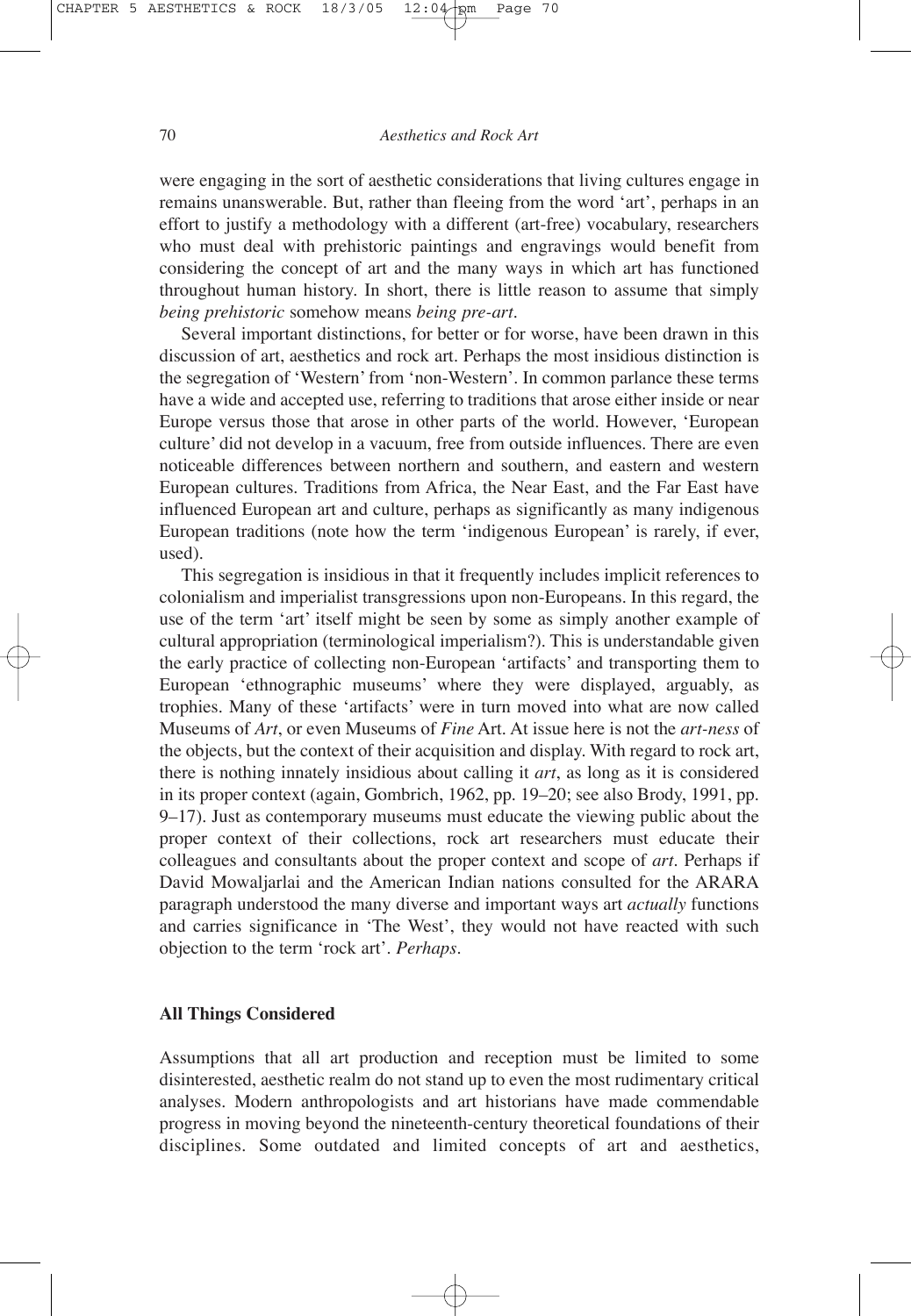were engaging in the sort of aesthetic considerations that living cultures engage in remains unanswerable. But, rather than fleeing from the word 'art', perhaps in an effort to justify a methodology with a different (art-free) vocabulary, researchers who must deal with prehistoric paintings and engravings would benefit from considering the concept of art and the many ways in which art has functioned throughout human history. In short, there is little reason to assume that simply *being prehistoric* somehow means *being pre-art*.

Several important distinctions, for better or for worse, have been drawn in this discussion of art, aesthetics and rock art. Perhaps the most insidious distinction is the segregation of 'Western' from 'non-Western'. In common parlance these terms have a wide and accepted use, referring to traditions that arose either inside or near Europe versus those that arose in other parts of the world. However, 'European culture' did not develop in a vacuum, free from outside influences. There are even noticeable differences between northern and southern, and eastern and western European cultures. Traditions from Africa, the Near East, and the Far East have influenced European art and culture, perhaps as significantly as many indigenous European traditions (note how the term 'indigenous European' is rarely, if ever, used).

This segregation is insidious in that it frequently includes implicit references to colonialism and imperialist transgressions upon non-Europeans. In this regard, the use of the term 'art' itself might be seen by some as simply another example of cultural appropriation (terminological imperialism?). This is understandable given the early practice of collecting non-European 'artifacts' and transporting them to European 'ethnographic museums' where they were displayed, arguably, as trophies. Many of these 'artifacts' were in turn moved into what are now called Museums of *Art*, or even Museums of *Fine* Art. At issue here is not the *art-ness* of the objects, but the context of their acquisition and display. With regard to rock art, there is nothing innately insidious about calling it *art*, as long as it is considered in its proper context (again, Gombrich, 1962, pp. 19–20; see also Brody, 1991, pp. 9–17). Just as contemporary museums must educate the viewing public about the proper context of their collections, rock art researchers must educate their colleagues and consultants about the proper context and scope of *art*. Perhaps if David Mowaljarlai and the American Indian nations consulted for the ARARA paragraph understood the many diverse and important ways art *actually* functions and carries significance in 'The West', they would not have reacted with such objection to the term 'rock art'. *Perhaps*.

### All Things Considered

Assumptions that all art production and reception must be limited to some disinterested, aesthetic realm do not stand up to even the most rudimentary critical analyses. Modern anthropologists and art historians have made commendable progress in moving beyond the nineteenth-century theoretical foundations of their disciplines. Some outdated and limited concepts of art and aesthetics,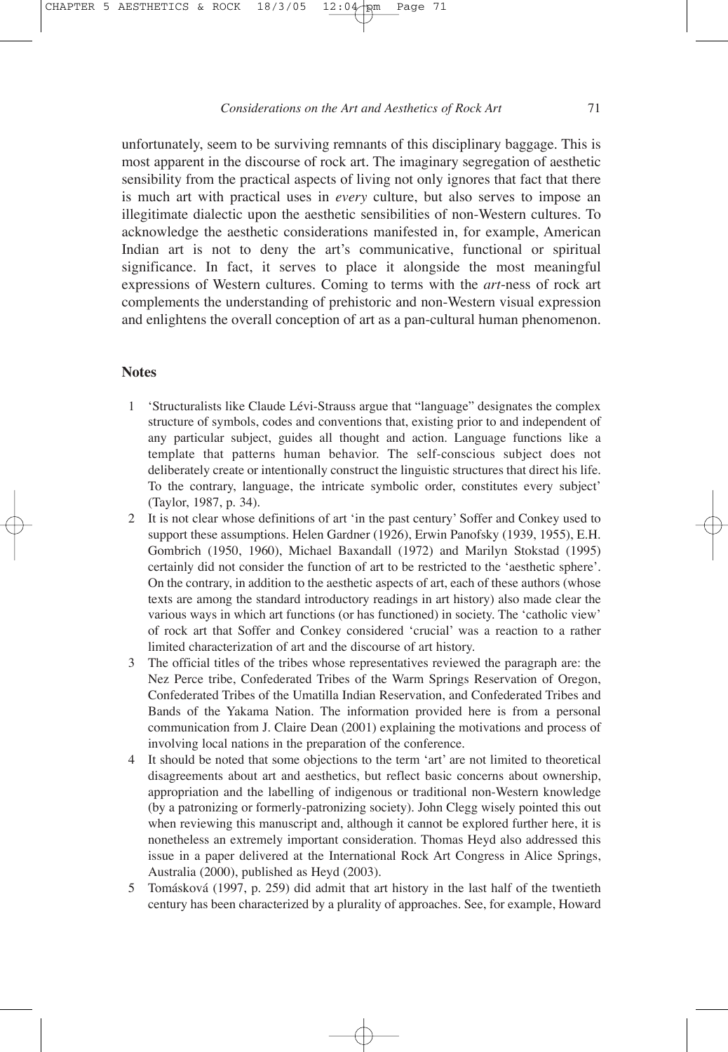unfortunately, seem to be surviving remnants of this disciplinary baggage. This is most apparent in the discourse of rock art. The imaginary segregation of aesthetic sensibility from the practical aspects of living not only ignores that fact that there is much art with practical uses in *every* culture, but also serves to impose an illegitimate dialectic upon the aesthetic sensibilities of non-Western cultures. To acknowledge the aesthetic considerations manifested in, for example, American Indian art is not to deny the art's communicative, functional or spiritual significance. In fact, it serves to place it alongside the most meaningful expressions of Western cultures. Coming to terms with the *art*-ness of rock art complements the understanding of prehistoric and non-Western visual expression and enlightens the overall conception of art as a pan-cultural human phenomenon.

## Notes

1. 'Structuralists like Claude Lévi-Strauss argue that "language" designates the complex structure of symbols, codes and conventions that, existing prior to and independent of any particular subject, guides all thought and action. Language functions like a template that patterns human behavior. The self-conscious subject does not deliberately create or intentionally construct the linguistic structures that direct his life. To the contrary, language, the intricate symbolic order, constitutes every subject' (Taylor, 1987, p. 34).
2. It is not clear whose definitions of art 'in the past century' Soffer and Conkey used to support these assumptions. Helen Gardner (1926), Erwin Panofsky (1939, 1955), E.H. Gombrich (1950, 1960), Michael Baxandall (1972) and Marilyn Stokstad (1995) certainly did not consider the function of art to be restricted to the 'aesthetic sphere'. On the contrary, in addition to the aesthetic aspects of art, each of these authors (whose texts are among the standard introductory readings in art history) also made clear the various ways in which art functions (or has functioned) in society. The 'catholic view' of rock art that Soffer and Conkey considered 'crucial' was a reaction to a rather limited characterization of art and the discourse of art history.
3. The official titles of the tribes whose representatives reviewed the paragraph are: the Nez Perce tribe, Confederated Tribes of the Warm Springs Reservation of Oregon, Confederated Tribes of the Umatilla Indian Reservation, and Confederated Tribes and Bands of the Yakama Nation. The information provided here is from a personal communication from J. Claire Dean (2001) explaining the motivations and process of involving local nations in the preparation of the conference.
4. It should be noted that some objections to the term 'art' are not limited to theoretical disagreements about art and aesthetics, but reflect basic concerns about ownership, appropriation and the labelling of indigenous or traditional non-Western knowledge (by a patronizing or formerly-patronizing society). John Clegg wisely pointed this out when reviewing this manuscript and, although it cannot be explored further here, it is nonetheless an extremely important consideration. Thomas Heyd also addressed this issue in a paper delivered at the International Rock Art Congress in Alice Springs, Australia (2000), published as Heyd (2003).
5. Tomásková (1997, p. 259) did admit that art history in the last half of the twentieth century has been characterized by a plurality of approaches. See, for example, Howard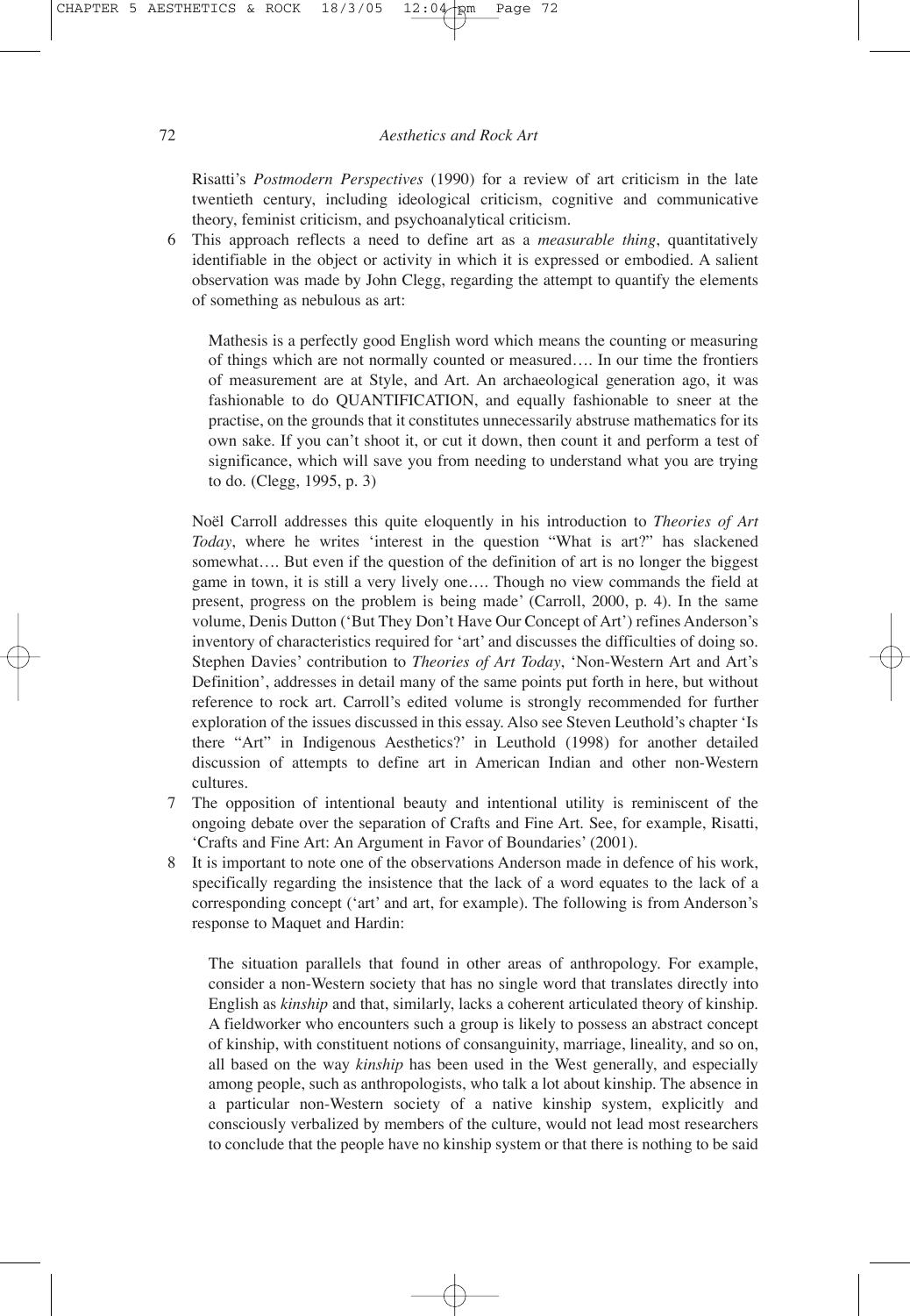Risatti's *Postmodern Perspectives* (1990) for a review of art criticism in the late twentieth century, including ideological criticism, cognitive and communicative theory, feminist criticism, and psychoanalytical criticism.

6 This approach reflects a need to define art as a *measurable thing*, quantitatively identifiable in the object or activity in which it is expressed or embodied. A salient observation was made by John Clegg, regarding the attempt to quantify the elements of something as nebulous as art:

> Mathesis is a perfectly good English word which means the counting or measuring of things which are not normally counted or measured…. In our time the frontiers of measurement are at Style, and Art. An archaeological generation ago, it was fashionable to do QUANTIFICATION, and equally fashionable to sneer at the practise, on the grounds that it constitutes unnecessarily abstruse mathematics for its own sake. If you can't shoot it, or cut it down, then count it and perform a test of significance, which will save you from needing to understand what you are trying to do. (Clegg, 1995, p. 3)

Noël Carroll addresses this quite eloquently in his introduction to *Theories of Art Today*, where he writes 'interest in the question "What is art?" has slackened somewhat…. But even if the question of the definition of art is no longer the biggest game in town, it is still a very lively one…. Though no view commands the field at present, progress on the problem is being made' (Carroll, 2000, p. 4). In the same volume, Denis Dutton ('But They Don't Have Our Concept of Art') refines Anderson's inventory of characteristics required for 'art' and discusses the difficulties of doing so. Stephen Davies' contribution to *Theories of Art Today*, 'Non-Western Art and Art's Definition', addresses in detail many of the same points put forth in here, but without reference to rock art. Carroll's edited volume is strongly recommended for further exploration of the issues discussed in this essay. Also see Steven Leuthold's chapter 'Is there "Art" in Indigenous Aesthetics?' in Leuthold (1998) for another detailed discussion of attempts to define art in American Indian and other non-Western cultures.

7 The opposition of intentional beauty and intentional utility is reminiscent of the ongoing debate over the separation of Crafts and Fine Art. See, for example, Risatti, 'Crafts and Fine Art: An Argument in Favor of Boundaries' (2001).

8 It is important to note one of the observations Anderson made in defence of his work, specifically regarding the insistence that the lack of a word equates to the lack of a corresponding concept ('art' and art, for example). The following is from Anderson's response to Maquet and Hardin:

> The situation parallels that found in other areas of anthropology. For example, consider a non-Western society that has no single word that translates directly into English as *kinship* and that, similarly, lacks a coherent articulated theory of kinship. A fieldworker who encounters such a group is likely to possess an abstract concept of kinship, with constituent notions of consanguinity, marriage, lineality, and so on, all based on the way *kinship* has been used in the West generally, and especially among people, such as anthropologists, who talk a lot about kinship. The absence in a particular non-Western society of a native kinship system, explicitly and consciously verbalized by members of the culture, would not lead most researchers to conclude that the people have no kinship system or that there is nothing to be said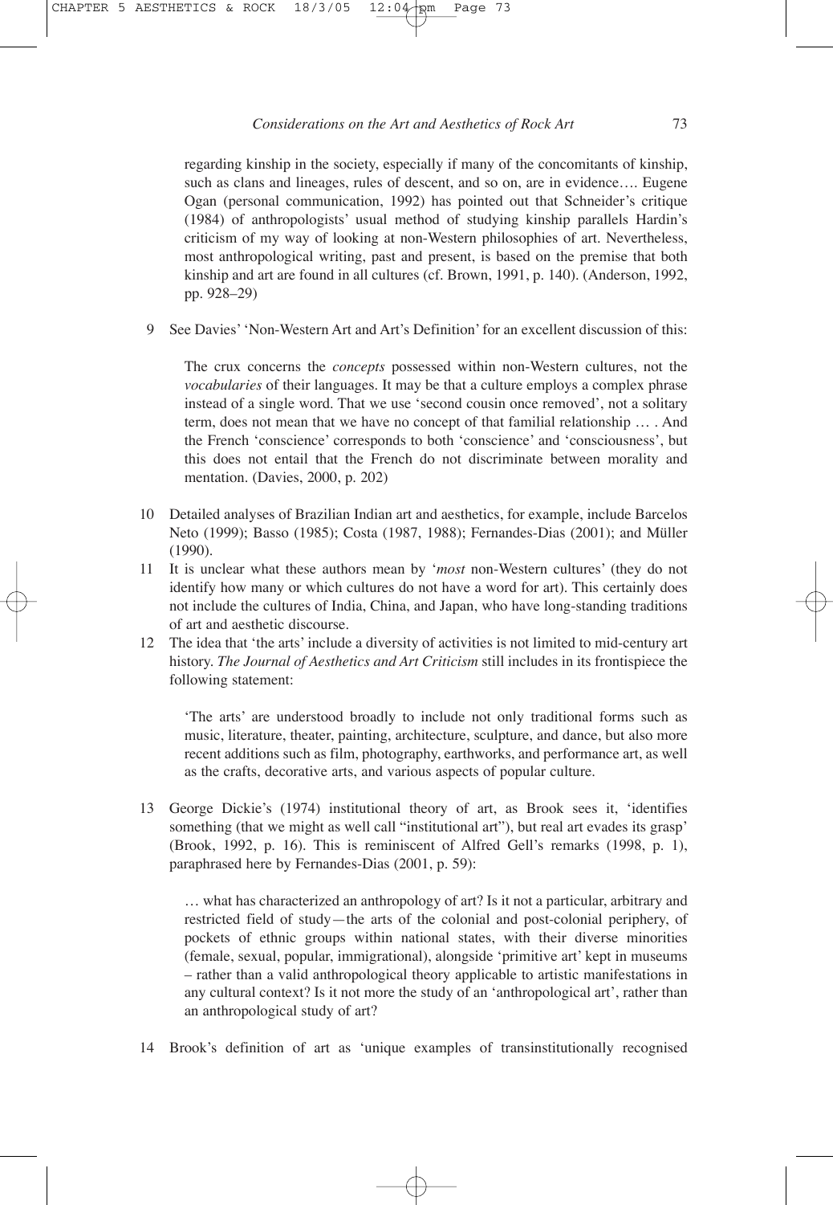regarding kinship in the society, especially if many of the concomitants of kinship, such as clans and lineages, rules of descent, and so on, are in evidence…. Eugene Ogan (personal communication, 1992) has pointed out that Schneider's critique (1984) of anthropologists' usual method of studying kinship parallels Hardin's criticism of my way of looking at non-Western philosophies of art. Nevertheless, most anthropological writing, past and present, is based on the premise that both kinship and art are found in all cultures (cf. Brown, 1991, p. 140). (Anderson, 1992, pp. 928–29)

9 See Davies' 'Non-Western Art and Art's Definition' for an excellent discussion of this:

> The crux concerns the *concepts* possessed within non-Western cultures, not the *vocabularies* of their languages. It may be that a culture employs a complex phrase instead of a single word. That we use 'second cousin once removed', not a solitary term, does not mean that we have no concept of that familial relationship … . And the French 'conscience' corresponds to both 'conscience' and 'consciousness', but this does not entail that the French do not discriminate between morality and mentation. (Davies, 2000, p. 202)

10 Detailed analyses of Brazilian Indian art and aesthetics, for example, include Barcelos Neto (1999); Basso (1985); Costa (1987, 1988); Fernandes-Dias (2001); and Müller (1990).

11 It is unclear what these authors mean by '*most* non-Western cultures' (they do not identify how many or which cultures do not have a word for art). This certainly does not include the cultures of India, China, and Japan, who have long-standing traditions of art and aesthetic discourse.

12 The idea that 'the arts' include a diversity of activities is not limited to mid-century art history. *The Journal of Aesthetics and Art Criticism* still includes in its frontispiece the following statement:

> 'The arts' are understood broadly to include not only traditional forms such as music, literature, theater, painting, architecture, sculpture, and dance, but also more recent additions such as film, photography, earthworks, and performance art, as well as the crafts, decorative arts, and various aspects of popular culture.

13 George Dickie's (1974) institutional theory of art, as Brook sees it, 'identifies something (that we might as well call "institutional art"), but real art evades its grasp' (Brook, 1992, p. 16). This is reminiscent of Alfred Gell's remarks (1998, p. 1), paraphrased here by Fernandes-Dias (2001, p. 59):

> … what has characterized an anthropology of art? Is it not a particular, arbitrary and restricted field of study—the arts of the colonial and post-colonial periphery, of pockets of ethnic groups within national states, with their diverse minorities (female, sexual, popular, immigrational), alongside 'primitive art' kept in museums – rather than a valid anthropological theory applicable to artistic manifestations in any cultural context? Is it not more the study of an 'anthropological art', rather than an anthropological study of art?

14 Brook's definition of art as 'unique examples of transinstitutionally recognised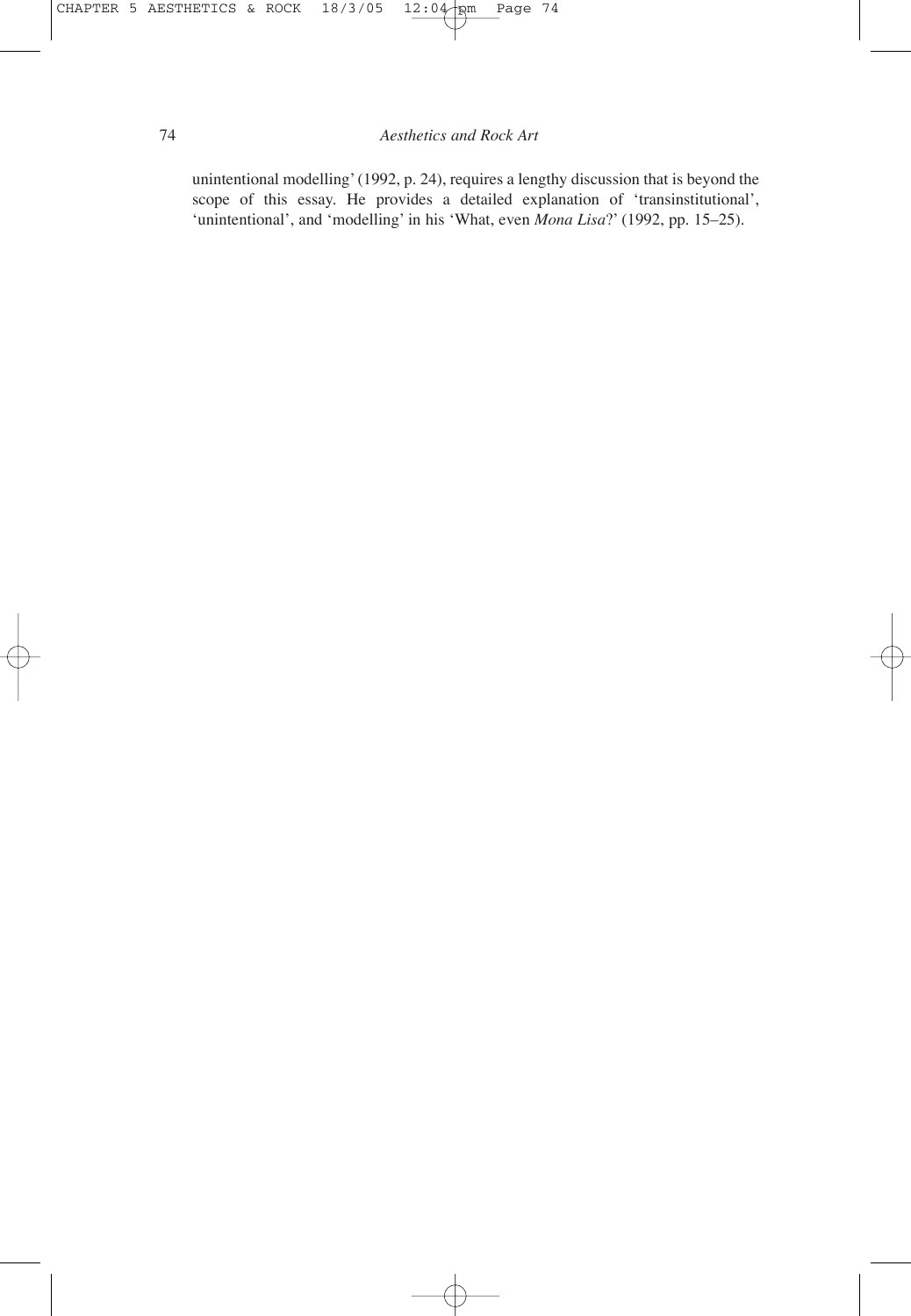unintentional modelling' (1992, p. 24), requires a lengthy discussion that is beyond the scope of this essay. He provides a detailed explanation of 'transinstitutional', 'unintentional', and 'modelling' in his 'What, even *Mona Lisa*?' (1992, pp. 15–25).